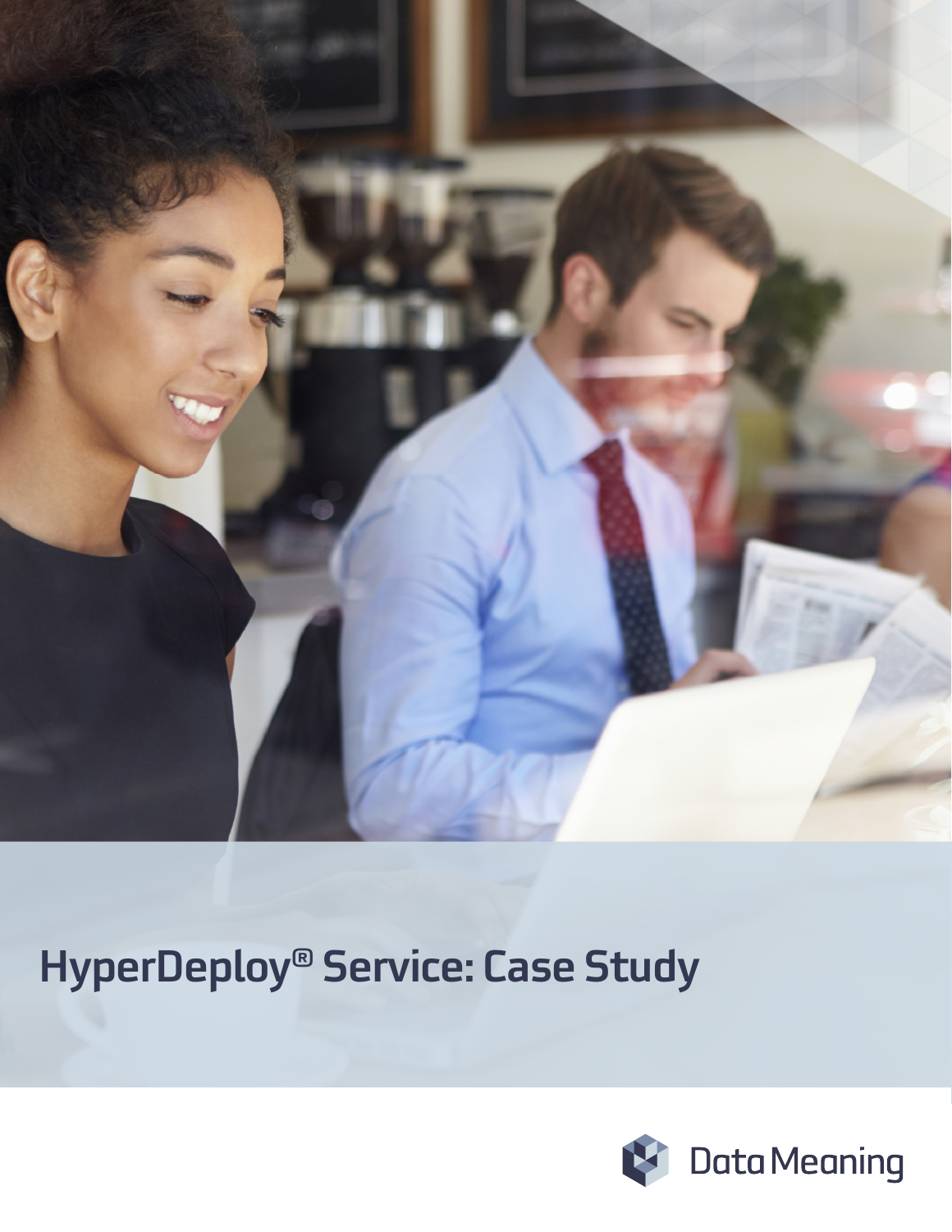# HyperDeploy® Service: Case Study

Data Meaning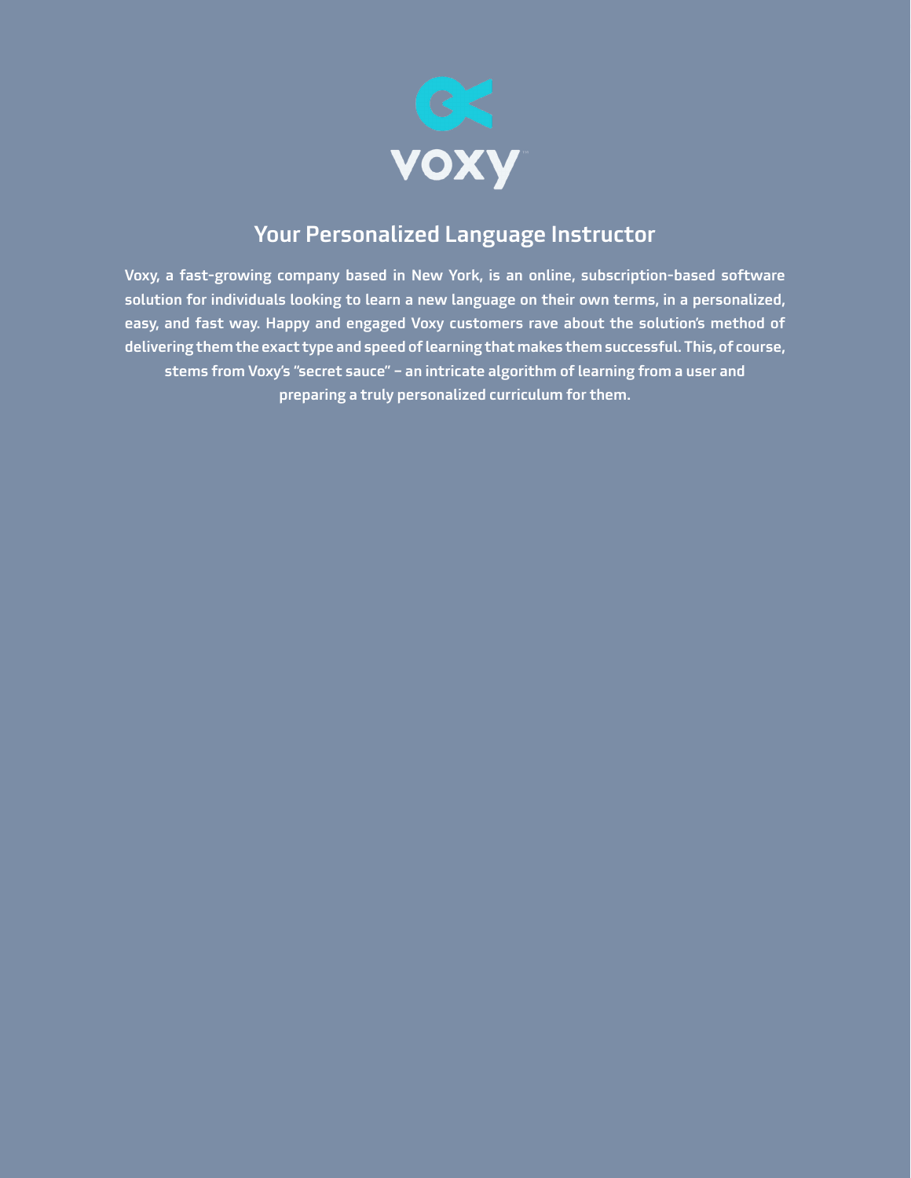voxy

## Your Personalized Language Instructor

**Voxy, a fast-growing company based in New York, is an online, subscription-based software solution for individuals looking to learn a new language on their own terms, in a personalized, easy, and fast way. Happy and engaged Voxy customers rave about the solution's method of delivering them the exact type and speed of learning that makes them successful. This, of course, stems from Voxy's "secret sauce" – an intricate algorithm of learning from a user and preparing a truly personalized curriculum for them.**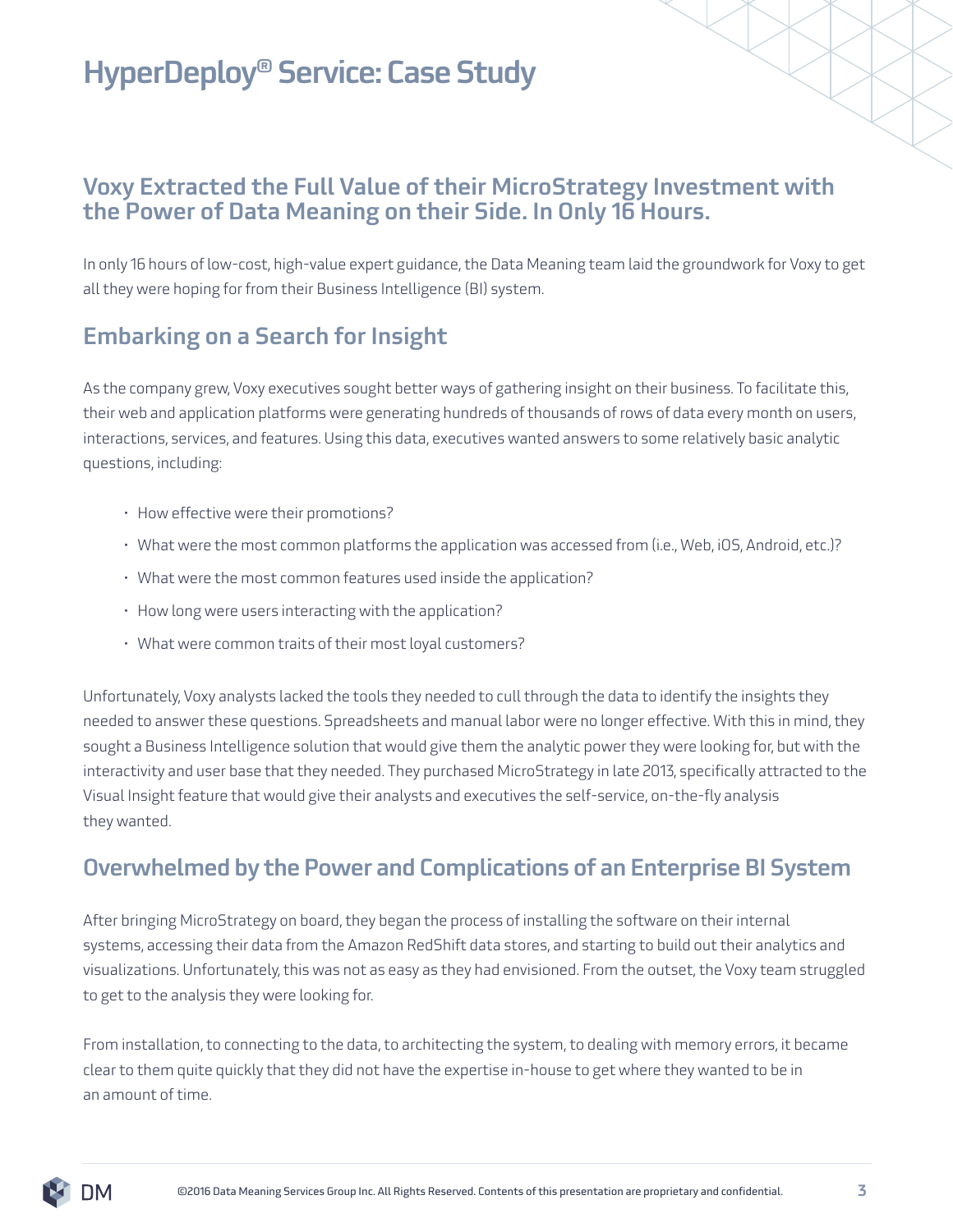# HyperDeploy® Service: Case Study

## Voxy Extracted the Full Value of their MicroStrategy Investment with the Power of Data Meaning on their Side. In Only 16 Hours.

In only 16 hours of low-cost, high-value expert guidance, the Data Meaning team laid the groundwork for Voxy to get all they were hoping for from their Business Intelligence (BI) system.

## Embarking on a Search for Insight

As the company grew, Voxy executives sought better ways of gathering insight on their business. To facilitate this, their web and application platforms were generating hundreds of thousands of rows of data every month on users, interactions, services, and features. Using this data, executives wanted answers to some relatively basic analytic questions, including:

- How effective were their promotions?
- What were the most common platforms the application was accessed from (i.e., Web, iOS, Android, etc.)?
- What were the most common features used inside the application?
- How long were users interacting with the application?
- What were common traits of their most loyal customers?

Unfortunately, Voxy analysts lacked the tools they needed to cull through the data to identify the insights they needed to answer these questions. Spreadsheets and manual labor were no longer effective. With this in mind, they sought a Business Intelligence solution that would give them the analytic power they were looking for, but with the interactivity and user base that they needed. They purchased MicroStrategy in late 2013, specifically attracted to the Visual Insight feature that would give their analysts and executives the self-service, on-the-fly analysis they wanted.

## Overwhelmed by the Power and Complications of an Enterprise BI System

After bringing MicroStrategy on board, they began the process of installing the software on their internal systems, accessing their data from the Amazon RedShift data stores, and starting to build out their analytics and visualizations. Unfortunately, this was not as easy as they had envisioned. From the outset, the Voxy team struggled to get to the analysis they were looking for.

From installation, to connecting to the data, to architecting the system, to dealing with memory errors, it became clear to them quite quickly that they did not have the expertise in-house to get where they wanted to be in an amount of time.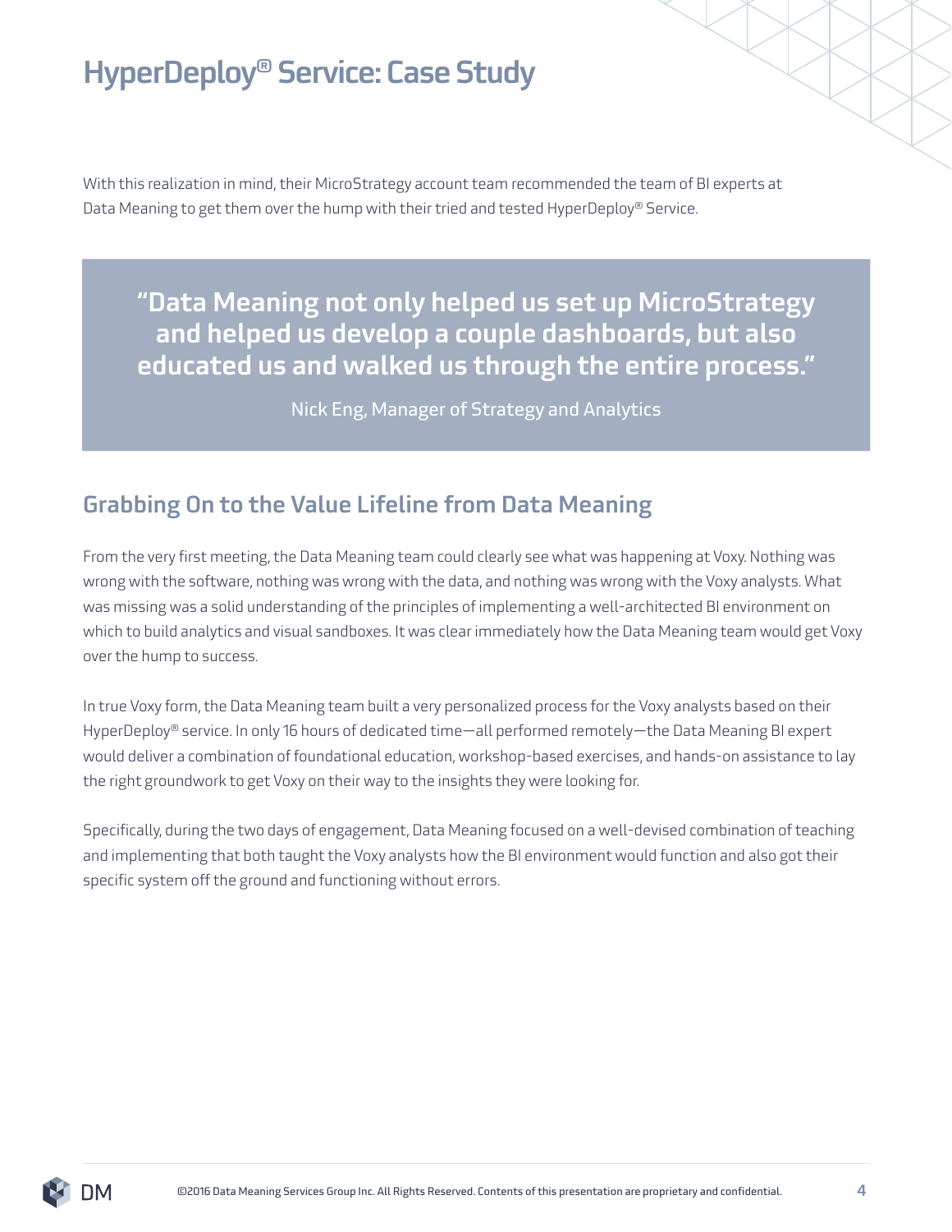With this realization in mind, their MicroStrategy account team recommended the team of BI experts at Data Meaning to get them over the hump with their tried and tested HyperDeploy® Service.

> **"Data Meaning not only helped us set up MicroStrategy and helped us develop a couple dashboards, but also educated us and walked us through the entire process."**
>
> Nick Eng, Manager of Strategy and Analytics

## Grabbing On to the Value Lifeline from Data Meaning

From the very first meeting, the Data Meaning team could clearly see what was happening at Voxy. Nothing was wrong with the software, nothing was wrong with the data, and nothing was wrong with the Voxy analysts. What was missing was a solid understanding of the principles of implementing a well-architected BI environment on which to build analytics and visual sandboxes. It was clear immediately how the Data Meaning team would get Voxy over the hump to success.

In true Voxy form, the Data Meaning team built a very personalized process for the Voxy analysts based on their HyperDeploy® service. In only 16 hours of dedicated time—all performed remotely—the Data Meaning BI expert would deliver a combination of foundational education, workshop-based exercises, and hands-on assistance to lay the right groundwork to get Voxy on their way to the insights they were looking for.

Specifically, during the two days of engagement, Data Meaning focused on a well-devised combination of teaching and implementing that both taught the Voxy analysts how the BI environment would function and also got their specific system off the ground and functioning without errors.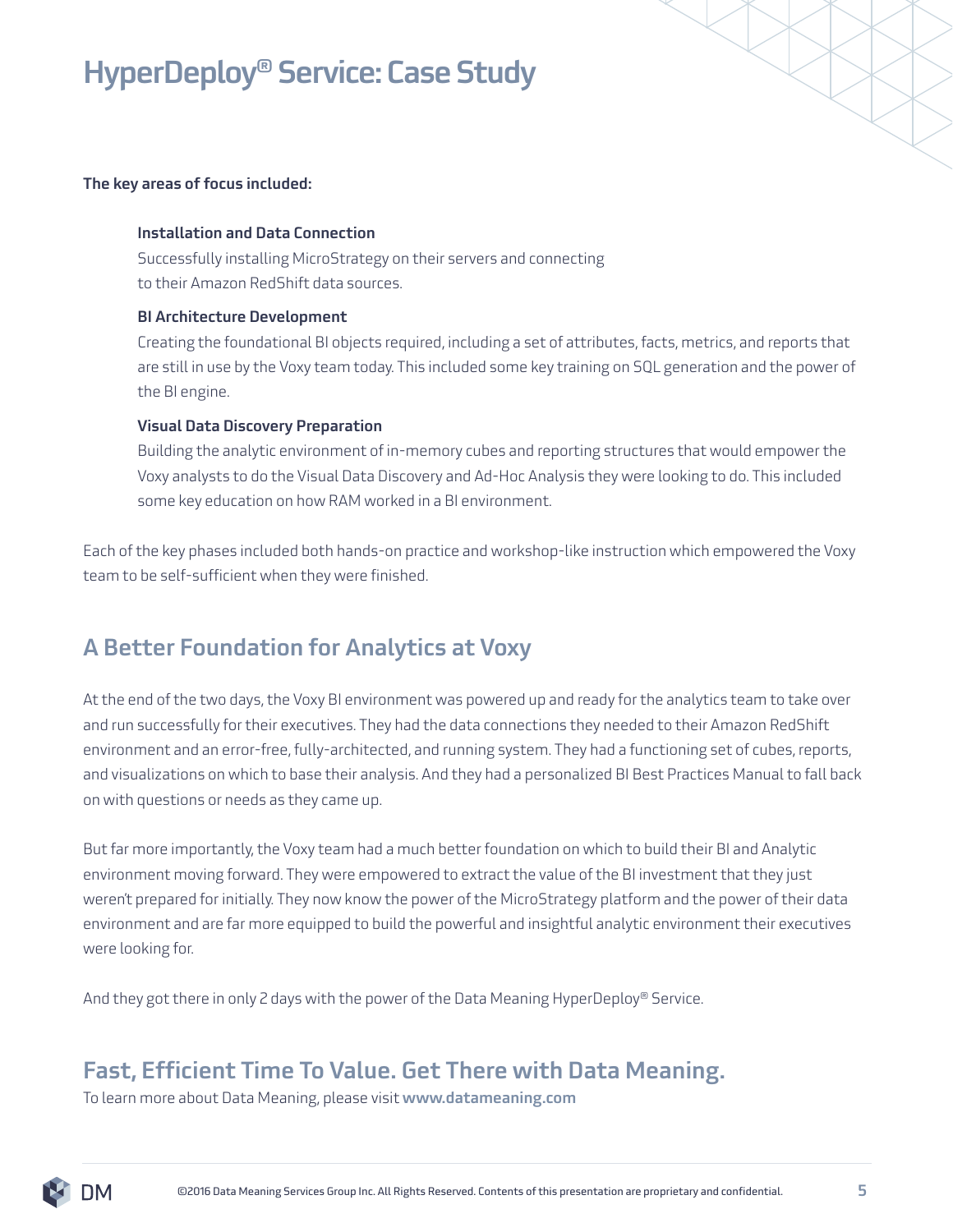# HyperDeploy® Service: Case Study

**The key areas of focus included:**

**Installation and Data Connection**
Successfully installing MicroStrategy on their servers and connecting to their Amazon RedShift data sources.

**BI Architecture Development**
Creating the foundational BI objects required, including a set of attributes, facts, metrics, and reports that are still in use by the Voxy team today. This included some key training on SQL generation and the power of the BI engine.

**Visual Data Discovery Preparation**
Building the analytic environment of in-memory cubes and reporting structures that would empower the Voxy analysts to do the Visual Data Discovery and Ad-Hoc Analysis they were looking to do. This included some key education on how RAM worked in a BI environment.

Each of the key phases included both hands-on practice and workshop-like instruction which empowered the Voxy team to be self-sufficient when they were finished.

## A Better Foundation for Analytics at Voxy

At the end of the two days, the Voxy BI environment was powered up and ready for the analytics team to take over and run successfully for their executives. They had the data connections they needed to their Amazon RedShift environment and an error-free, fully-architected, and running system. They had a functioning set of cubes, reports, and visualizations on which to base their analysis. And they had a personalized BI Best Practices Manual to fall back on with questions or needs as they came up.

But far more importantly, the Voxy team had a much better foundation on which to build their BI and Analytic environment moving forward. They were empowered to extract the value of the BI investment that they just weren't prepared for initially. They now know the power of the MicroStrategy platform and the power of their data environment and are far more equipped to build the powerful and insightful analytic environment their executives were looking for.

And they got there in only 2 days with the power of the Data Meaning HyperDeploy® Service.

## Fast, Efficient Time To Value. Get There with Data Meaning.

To learn more about Data Meaning, please visit **www.datameaning.com**

©2016 Data Meaning Services Group Inc. All Rights Reserved. Contents of this presentation are proprietary and confidential.